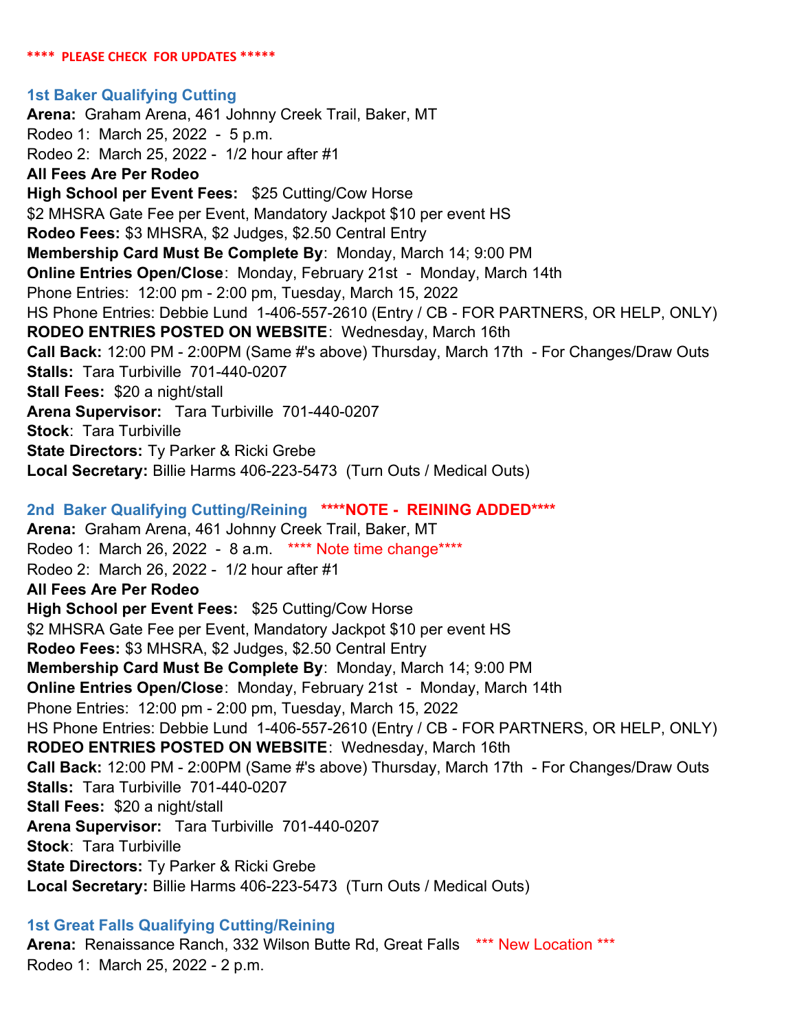**\*\*\*\*  PLEASE CHECK  FOR UPDATES \*\*\*\*\***

### 1st Baker Qualifying Cutting

**Arena:** Graham Arena, 461 Johnny Creek Trail, Baker, MT
Rodeo 1:  March 25, 2022  -  5 p.m.
Rodeo 2:  March 25, 2022 -  1/2 hour after #1
**All Fees Are Per Rodeo**
**High School per Event Fees:**  $25 Cutting/Cow Horse
$2 MHSRA Gate Fee per Event, Mandatory Jackpot $10 per event HS
**Rodeo Fees:** $3 MHSRA, $2 Judges, $2.50 Central Entry
**Membership Card Must Be Complete By**:  Monday, March 14; 9:00 PM
**Online Entries Open/Close**:  Monday, February 21st  -  Monday, March 14th
Phone Entries:  12:00 pm - 2:00 pm, Tuesday, March 15, 2022
HS Phone Entries: Debbie Lund  1-406-557-2610 (Entry / CB - FOR PARTNERS, OR HELP, ONLY)
**RODEO ENTRIES POSTED ON WEBSITE**:  Wednesday, March 16th
**Call Back:** 12:00 PM - 2:00PM (Same #'s above) Thursday, March 17th  - For Changes/Draw Outs
**Stalls:**  Tara Turbiville  701-440-0207
**Stall Fees:**  $20 a night/stall
**Arena Supervisor:**  Tara Turbiville  701-440-0207
**Stock**:  Tara Turbiville
**State Directors:** Ty Parker & Ricki Grebe
**Local Secretary:** Billie Harms 406-223-5473  (Turn Outs / Medical Outs)

### 2nd  Baker Qualifying Cutting/Reining   ****NOTE -  REINING ADDED****

**Arena:** Graham Arena, 461 Johnny Creek Trail, Baker, MT
Rodeo 1:  March 26, 2022  -  8 a.m.   \*\*\*\* Note time change\*\*\*\*
Rodeo 2:  March 26, 2022 -  1/2 hour after #1
**All Fees Are Per Rodeo**
**High School per Event Fees:**  $25 Cutting/Cow Horse
$2 MHSRA Gate Fee per Event, Mandatory Jackpot $10 per event HS
**Rodeo Fees:** $3 MHSRA, $2 Judges, $2.50 Central Entry
**Membership Card Must Be Complete By**:  Monday, March 14; 9:00 PM
**Online Entries Open/Close**:  Monday, February 21st  -  Monday, March 14th
Phone Entries:  12:00 pm - 2:00 pm, Tuesday, March 15, 2022
HS Phone Entries: Debbie Lund  1-406-557-2610 (Entry / CB - FOR PARTNERS, OR HELP, ONLY)
**RODEO ENTRIES POSTED ON WEBSITE**:  Wednesday, March 16th
**Call Back:** 12:00 PM - 2:00PM (Same #'s above) Thursday, March 17th  - For Changes/Draw Outs
**Stalls:**  Tara Turbiville  701-440-0207
**Stall Fees:**  $20 a night/stall
**Arena Supervisor:**  Tara Turbiville  701-440-0207
**Stock**:  Tara Turbiville
**State Directors:** Ty Parker & Ricki Grebe
**Local Secretary:** Billie Harms 406-223-5473  (Turn Outs / Medical Outs)

### 1st Great Falls Qualifying Cutting/Reining

**Arena:** Renaissance Ranch, 332 Wilson Butte Rd, Great Falls   \*\*\* New Location \*\*\*
Rodeo 1:  March 25, 2022 - 2 p.m.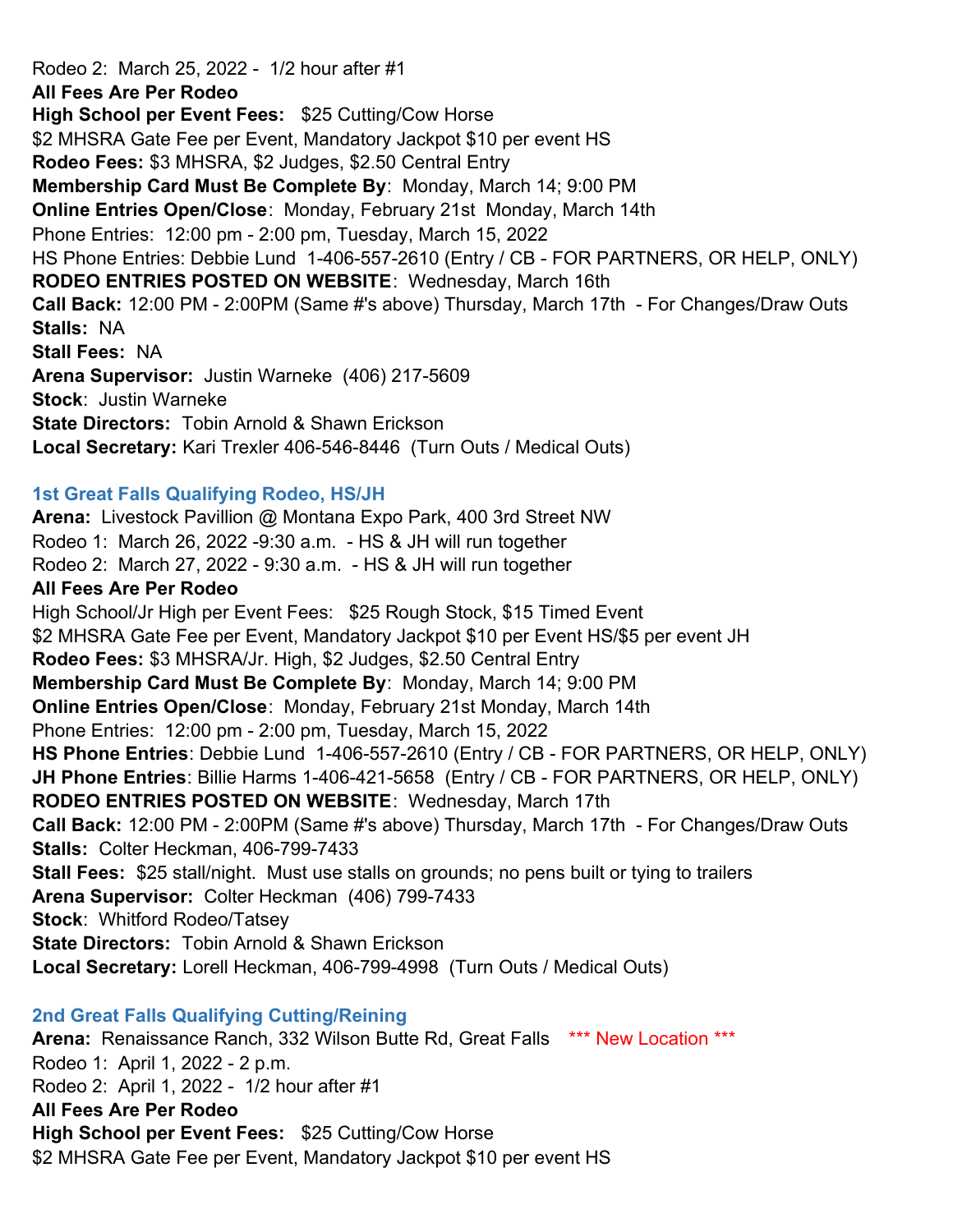Rodeo 2: March 25, 2022 - 1/2 hour after #1

**All Fees Are Per Rodeo**

**High School per Event Fees:** $25 Cutting/Cow Horse

$2 MHSRA Gate Fee per Event, Mandatory Jackpot $10 per event HS

**Rodeo Fees:** $3 MHSRA, $2 Judges, $2.50 Central Entry

**Membership Card Must Be Complete By**: Monday, March 14; 9:00 PM

**Online Entries Open/Close**: Monday, February 21st Monday, March 14th

Phone Entries: 12:00 pm - 2:00 pm, Tuesday, March 15, 2022

HS Phone Entries: Debbie Lund 1-406-557-2610 (Entry / CB - FOR PARTNERS, OR HELP, ONLY)

**RODEO ENTRIES POSTED ON WEBSITE**: Wednesday, March 16th

**Call Back:** 12:00 PM - 2:00PM (Same #'s above) Thursday, March 17th - For Changes/Draw Outs

**Stalls:** NA

**Stall Fees:** NA

**Arena Supervisor:** Justin Warneke (406) 217-5609

**Stock**: Justin Warneke

**State Directors:** Tobin Arnold & Shawn Erickson

**Local Secretary:** Kari Trexler 406-546-8446 (Turn Outs / Medical Outs)

## 1st Great Falls Qualifying Rodeo, HS/JH

**Arena:** Livestock Pavillion @ Montana Expo Park, 400 3rd Street NW

Rodeo 1: March 26, 2022 -9:30 a.m. - HS & JH will run together

Rodeo 2: March 27, 2022 - 9:30 a.m. - HS & JH will run together

**All Fees Are Per Rodeo**

High School/Jr High per Event Fees: $25 Rough Stock, $15 Timed Event

$2 MHSRA Gate Fee per Event, Mandatory Jackpot $10 per Event HS/$5 per event JH

**Rodeo Fees:** $3 MHSRA/Jr. High, $2 Judges, $2.50 Central Entry

**Membership Card Must Be Complete By**: Monday, March 14; 9:00 PM

**Online Entries Open/Close**: Monday, February 21st Monday, March 14th

Phone Entries: 12:00 pm - 2:00 pm, Tuesday, March 15, 2022

**HS Phone Entries**: Debbie Lund 1-406-557-2610 (Entry / CB - FOR PARTNERS, OR HELP, ONLY)

**JH Phone Entries**: Billie Harms 1-406-421-5658 (Entry / CB - FOR PARTNERS, OR HELP, ONLY)

**RODEO ENTRIES POSTED ON WEBSITE**: Wednesday, March 17th

**Call Back:** 12:00 PM - 2:00PM (Same #'s above) Thursday, March 17th - For Changes/Draw Outs

**Stalls:** Colter Heckman, 406-799-7433

**Stall Fees:** $25 stall/night. Must use stalls on grounds; no pens built or tying to trailers

**Arena Supervisor:** Colter Heckman (406) 799-7433

**Stock**: Whitford Rodeo/Tatsey

**State Directors:** Tobin Arnold & Shawn Erickson

**Local Secretary:** Lorell Heckman, 406-799-4998 (Turn Outs / Medical Outs)

## 2nd Great Falls Qualifying Cutting/Reining

**Arena:** Renaissance Ranch, 332 Wilson Butte Rd, Great Falls *** New Location ***

Rodeo 1: April 1, 2022 - 2 p.m.

Rodeo 2: April 1, 2022 - 1/2 hour after #1

**All Fees Are Per Rodeo**

**High School per Event Fees:** $25 Cutting/Cow Horse

$2 MHSRA Gate Fee per Event, Mandatory Jackpot $10 per event HS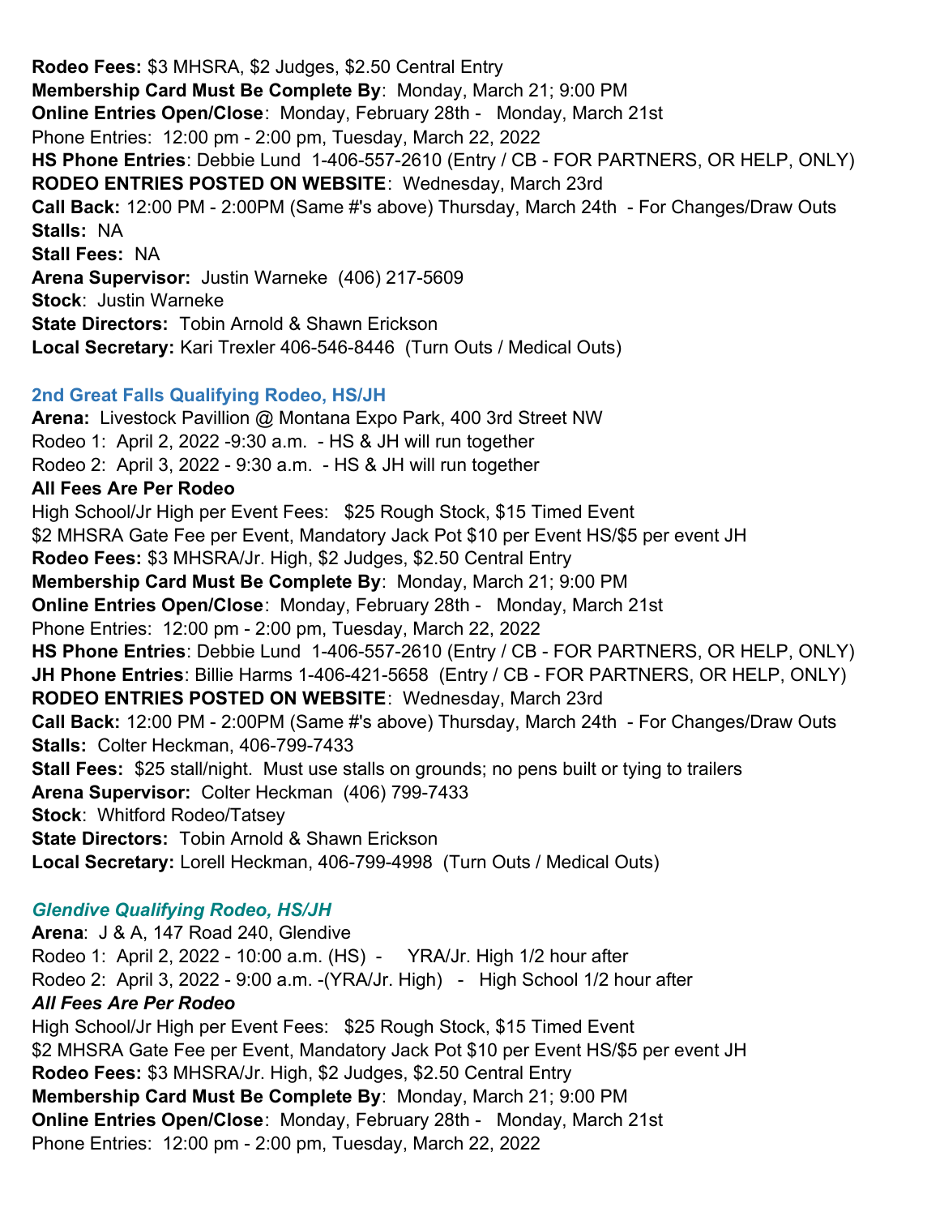**Rodeo Fees:** $3 MHSRA, $2 Judges, $2.50 Central Entry
**Membership Card Must Be Complete By**: Monday, March 21; 9:00 PM
**Online Entries Open/Close**: Monday, February 28th - Monday, March 21st
Phone Entries: 12:00 pm - 2:00 pm, Tuesday, March 22, 2022
**HS Phone Entries**: Debbie Lund 1-406-557-2610 (Entry / CB - FOR PARTNERS, OR HELP, ONLY)
**RODEO ENTRIES POSTED ON WEBSITE**: Wednesday, March 23rd
**Call Back:** 12:00 PM - 2:00PM (Same #'s above) Thursday, March 24th - For Changes/Draw Outs
**Stalls:** NA
**Stall Fees:** NA
**Arena Supervisor:** Justin Warneke (406) 217-5609
**Stock**: Justin Warneke
**State Directors:** Tobin Arnold & Shawn Erickson
**Local Secretary:** Kari Trexler 406-546-8446 (Turn Outs / Medical Outs)

### 2nd Great Falls Qualifying Rodeo, HS/JH

**Arena:** Livestock Pavillion @ Montana Expo Park, 400 3rd Street NW
Rodeo 1: April 2, 2022 -9:30 a.m. - HS & JH will run together
Rodeo 2: April 3, 2022 - 9:30 a.m. - HS & JH will run together
**All Fees Are Per Rodeo**
High School/Jr High per Event Fees: $25 Rough Stock, $15 Timed Event
$2 MHSRA Gate Fee per Event, Mandatory Jack Pot $10 per Event HS/$5 per event JH
**Rodeo Fees:** $3 MHSRA/Jr. High, $2 Judges, $2.50 Central Entry
**Membership Card Must Be Complete By**: Monday, March 21; 9:00 PM
**Online Entries Open/Close**: Monday, February 28th - Monday, March 21st
Phone Entries: 12:00 pm - 2:00 pm, Tuesday, March 22, 2022
**HS Phone Entries**: Debbie Lund 1-406-557-2610 (Entry / CB - FOR PARTNERS, OR HELP, ONLY)
**JH Phone Entries**: Billie Harms 1-406-421-5658 (Entry / CB - FOR PARTNERS, OR HELP, ONLY)
**RODEO ENTRIES POSTED ON WEBSITE**: Wednesday, March 23rd
**Call Back:** 12:00 PM - 2:00PM (Same #'s above) Thursday, March 24th - For Changes/Draw Outs
**Stalls:** Colter Heckman, 406-799-7433
**Stall Fees:** $25 stall/night. Must use stalls on grounds; no pens built or tying to trailers
**Arena Supervisor:** Colter Heckman (406) 799-7433
**Stock**: Whitford Rodeo/Tatsey
**State Directors:** Tobin Arnold & Shawn Erickson
**Local Secretary:** Lorell Heckman, 406-799-4998 (Turn Outs / Medical Outs)

### *Glendive Qualifying Rodeo, HS/JH*

**Arena**: J & A, 147 Road 240, Glendive
Rodeo 1: April 2, 2022 - 10:00 a.m. (HS) - YRA/Jr. High 1/2 hour after
Rodeo 2: April 3, 2022 - 9:00 a.m. -(YRA/Jr. High) - High School 1/2 hour after
***All Fees Are Per Rodeo***
High School/Jr High per Event Fees: $25 Rough Stock, $15 Timed Event
$2 MHSRA Gate Fee per Event, Mandatory Jack Pot $10 per Event HS/$5 per event JH
**Rodeo Fees:** $3 MHSRA/Jr. High, $2 Judges, $2.50 Central Entry
**Membership Card Must Be Complete By**: Monday, March 21; 9:00 PM
**Online Entries Open/Close**: Monday, February 28th - Monday, March 21st
Phone Entries: 12:00 pm - 2:00 pm, Tuesday, March 22, 2022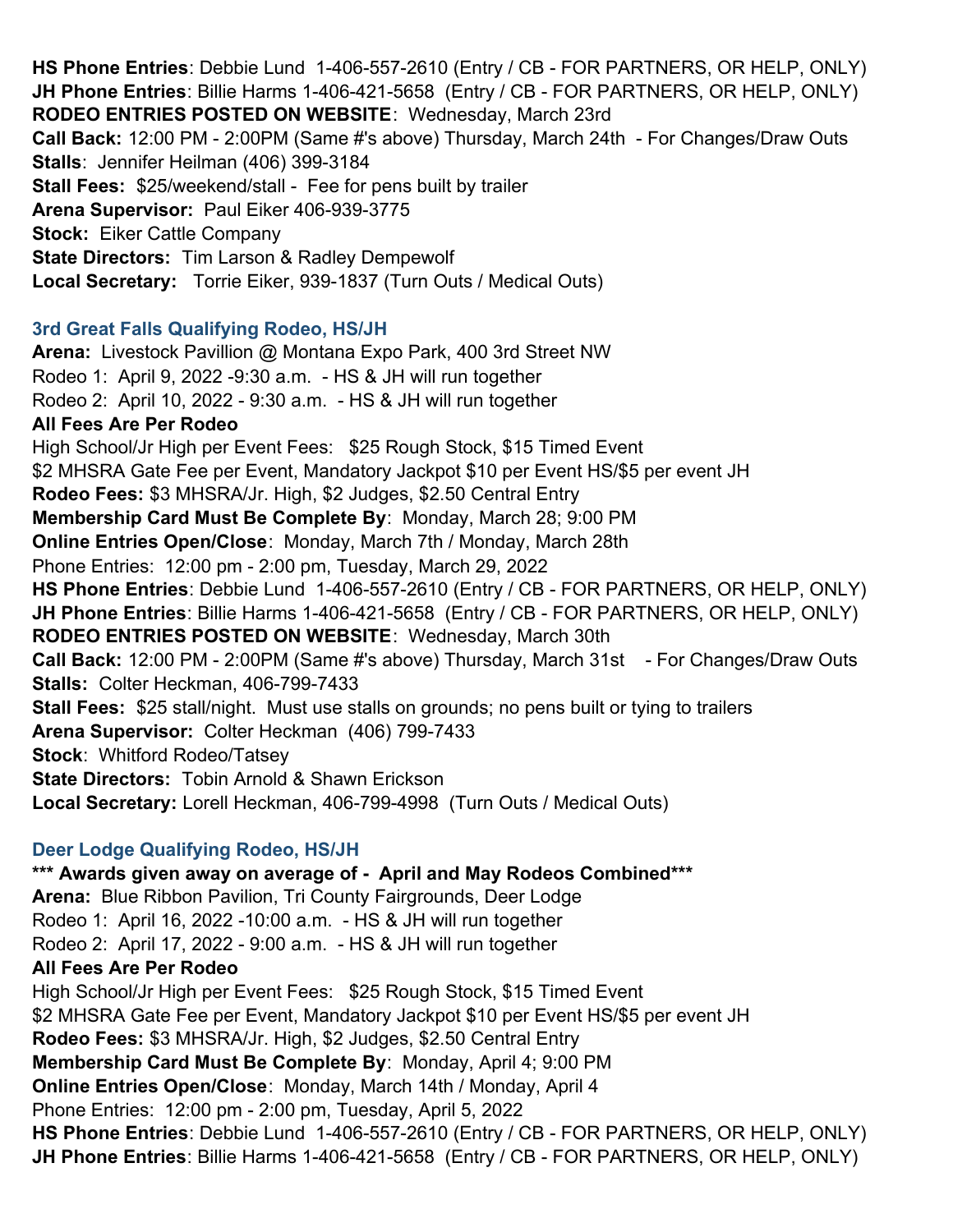**HS Phone Entries**: Debbie Lund 1-406-557-2610 (Entry / CB - FOR PARTNERS, OR HELP, ONLY)
**JH Phone Entries**: Billie Harms 1-406-421-5658 (Entry / CB - FOR PARTNERS, OR HELP, ONLY)
**RODEO ENTRIES POSTED ON WEBSITE**: Wednesday, March 23rd
**Call Back:** 12:00 PM - 2:00PM (Same #'s above) Thursday, March 24th - For Changes/Draw Outs
**Stalls**: Jennifer Heilman (406) 399-3184
**Stall Fees:** $25/weekend/stall - Fee for pens built by trailer
**Arena Supervisor:** Paul Eiker 406-939-3775
**Stock:** Eiker Cattle Company
**State Directors:** Tim Larson & Radley Dempewolf
**Local Secretary:** Torrie Eiker, 939-1837 (Turn Outs / Medical Outs)

### 3rd Great Falls Qualifying Rodeo, HS/JH

**Arena:** Livestock Pavillion @ Montana Expo Park, 400 3rd Street NW
Rodeo 1: April 9, 2022 -9:30 a.m. - HS & JH will run together
Rodeo 2: April 10, 2022 - 9:30 a.m. - HS & JH will run together
**All Fees Are Per Rodeo**
High School/Jr High per Event Fees: $25 Rough Stock, $15 Timed Event
$2 MHSRA Gate Fee per Event, Mandatory Jackpot $10 per Event HS/$5 per event JH
**Rodeo Fees:** $3 MHSRA/Jr. High, $2 Judges, $2.50 Central Entry
**Membership Card Must Be Complete By**: Monday, March 28; 9:00 PM
**Online Entries Open/Close**: Monday, March 7th / Monday, March 28th
Phone Entries: 12:00 pm - 2:00 pm, Tuesday, March 29, 2022
**HS Phone Entries**: Debbie Lund 1-406-557-2610 (Entry / CB - FOR PARTNERS, OR HELP, ONLY)
**JH Phone Entries**: Billie Harms 1-406-421-5658 (Entry / CB - FOR PARTNERS, OR HELP, ONLY)
**RODEO ENTRIES POSTED ON WEBSITE**: Wednesday, March 30th
**Call Back:** 12:00 PM - 2:00PM (Same #'s above) Thursday, March 31st - For Changes/Draw Outs
**Stalls:** Colter Heckman, 406-799-7433
**Stall Fees:** $25 stall/night. Must use stalls on grounds; no pens built or tying to trailers
**Arena Supervisor:** Colter Heckman (406) 799-7433
**Stock**: Whitford Rodeo/Tatsey
**State Directors:** Tobin Arnold & Shawn Erickson
**Local Secretary:** Lorell Heckman, 406-799-4998 (Turn Outs / Medical Outs)

### Deer Lodge Qualifying Rodeo, HS/JH

**\*\*\* Awards given away on average of - April and May Rodeos Combined\*\*\***
**Arena:** Blue Ribbon Pavilion, Tri County Fairgrounds, Deer Lodge
Rodeo 1: April 16, 2022 -10:00 a.m. - HS & JH will run together
Rodeo 2: April 17, 2022 - 9:00 a.m. - HS & JH will run together
**All Fees Are Per Rodeo**
High School/Jr High per Event Fees: $25 Rough Stock, $15 Timed Event
$2 MHSRA Gate Fee per Event, Mandatory Jackpot $10 per Event HS/$5 per event JH
**Rodeo Fees:** $3 MHSRA/Jr. High, $2 Judges, $2.50 Central Entry
**Membership Card Must Be Complete By**: Monday, April 4; 9:00 PM
**Online Entries Open/Close**: Monday, March 14th / Monday, April 4
Phone Entries: 12:00 pm - 2:00 pm, Tuesday, April 5, 2022
**HS Phone Entries**: Debbie Lund 1-406-557-2610 (Entry / CB - FOR PARTNERS, OR HELP, ONLY)
**JH Phone Entries**: Billie Harms 1-406-421-5658 (Entry / CB - FOR PARTNERS, OR HELP, ONLY)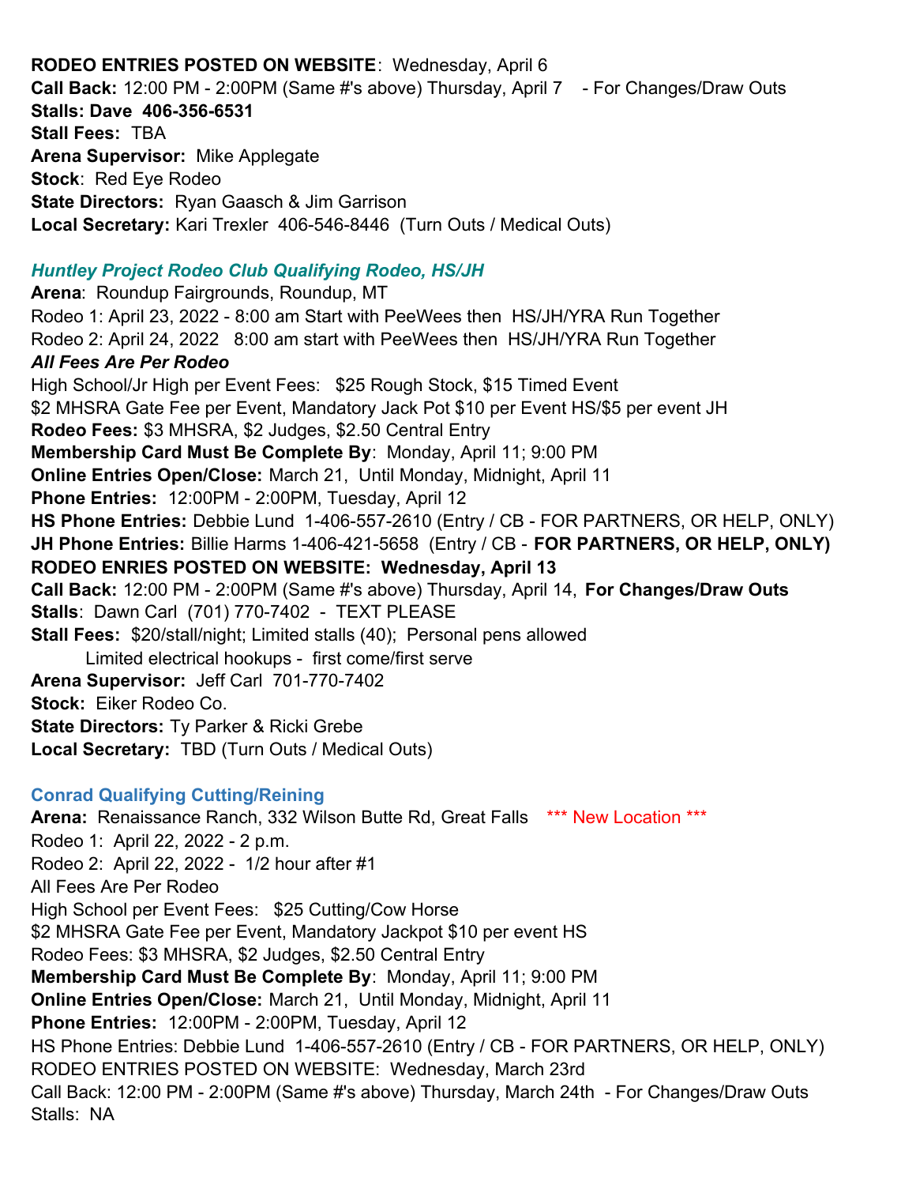**RODEO ENTRIES POSTED ON WEBSITE**: Wednesday, April 6
**Call Back:** 12:00 PM - 2:00PM (Same #'s above) Thursday, April 7 - For Changes/Draw Outs
**Stalls: Dave 406-356-6531**
**Stall Fees:** TBA
**Arena Supervisor:** Mike Applegate
**Stock**: Red Eye Rodeo
**State Directors:** Ryan Gaasch & Jim Garrison
**Local Secretary:** Kari Trexler 406-546-8446 (Turn Outs / Medical Outs)

### ***Huntley Project Rodeo Club Qualifying Rodeo, HS/JH***

**Arena**: Roundup Fairgrounds, Roundup, MT
Rodeo 1: April 23, 2022 - 8:00 am Start with PeeWees then HS/JH/YRA Run Together
Rodeo 2: April 24, 2022 8:00 am start with PeeWees then HS/JH/YRA Run Together
***All Fees Are Per Rodeo***
High School/Jr High per Event Fees: $25 Rough Stock, $15 Timed Event
$2 MHSRA Gate Fee per Event, Mandatory Jack Pot $10 per Event HS/$5 per event JH
**Rodeo Fees:** $3 MHSRA, $2 Judges, $2.50 Central Entry
**Membership Card Must Be Complete By**: Monday, April 11; 9:00 PM
**Online Entries Open/Close:** March 21, Until Monday, Midnight, April 11
**Phone Entries:** 12:00PM - 2:00PM, Tuesday, April 12
**HS Phone Entries:** Debbie Lund 1-406-557-2610 (Entry / CB - FOR PARTNERS, OR HELP, ONLY)
**JH Phone Entries:** Billie Harms 1-406-421-5658 (Entry / CB - **FOR PARTNERS, OR HELP, ONLY)**
**RODEO ENRIES POSTED ON WEBSITE: Wednesday, April 13**
**Call Back:** 12:00 PM - 2:00PM (Same #'s above) Thursday, April 14, **For Changes/Draw Outs**
**Stalls**: Dawn Carl (701) 770-7402 - TEXT PLEASE
**Stall Fees:** $20/stall/night; Limited stalls (40); Personal pens allowed
Limited electrical hookups - first come/first serve
**Arena Supervisor:** Jeff Carl 701-770-7402
**Stock:** Eiker Rodeo Co.
**State Directors:** Ty Parker & Ricki Grebe
**Local Secretary:** TBD (Turn Outs / Medical Outs)

### Conrad Qualifying Cutting/Reining

**Arena:** Renaissance Ranch, 332 Wilson Butte Rd, Great Falls *** New Location ***
Rodeo 1: April 22, 2022 - 2 p.m.
Rodeo 2: April 22, 2022 - 1/2 hour after #1
All Fees Are Per Rodeo
High School per Event Fees: $25 Cutting/Cow Horse
$2 MHSRA Gate Fee per Event, Mandatory Jackpot $10 per event HS
Rodeo Fees: $3 MHSRA, $2 Judges, $2.50 Central Entry
**Membership Card Must Be Complete By**: Monday, April 11; 9:00 PM
**Online Entries Open/Close:** March 21, Until Monday, Midnight, April 11
**Phone Entries:** 12:00PM - 2:00PM, Tuesday, April 12
HS Phone Entries: Debbie Lund 1-406-557-2610 (Entry / CB - FOR PARTNERS, OR HELP, ONLY)
RODEO ENTRIES POSTED ON WEBSITE: Wednesday, March 23rd
Call Back: 12:00 PM - 2:00PM (Same #'s above) Thursday, March 24th - For Changes/Draw Outs
Stalls: NA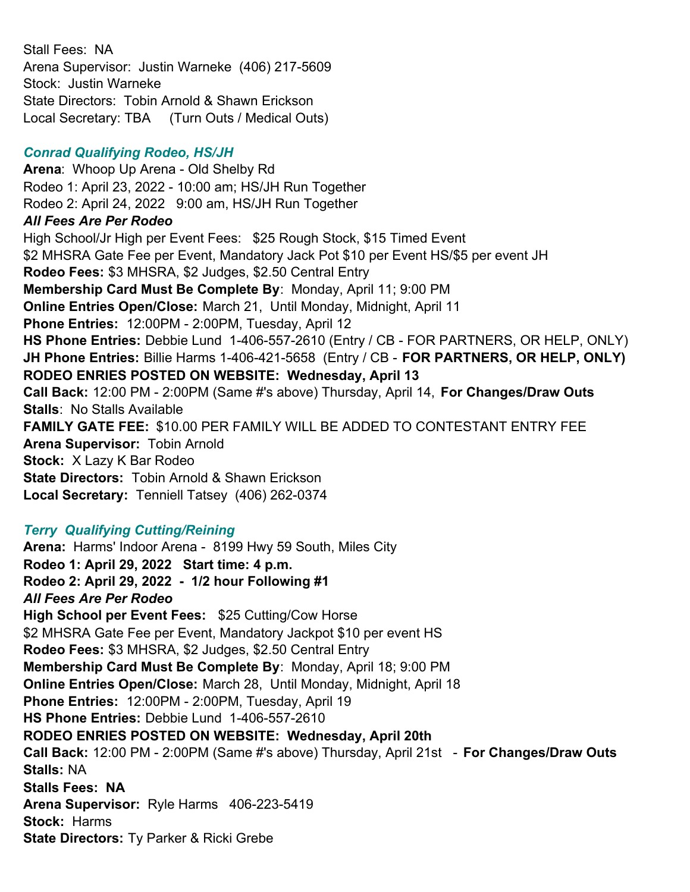Stall Fees: NA
Arena Supervisor: Justin Warneke (406) 217-5609
Stock: Justin Warneke
State Directors: Tobin Arnold & Shawn Erickson
Local Secretary: TBA (Turn Outs / Medical Outs)

### *Conrad Qualifying Rodeo, HS/JH*

**Arena**: Whoop Up Arena - Old Shelby Rd
Rodeo 1: April 23, 2022 - 10:00 am; HS/JH Run Together
Rodeo 2: April 24, 2022 9:00 am, HS/JH Run Together
***All Fees Are Per Rodeo***
High School/Jr High per Event Fees: $25 Rough Stock, $15 Timed Event
$2 MHSRA Gate Fee per Event, Mandatory Jack Pot $10 per Event HS/$5 per event JH
**Rodeo Fees:** $3 MHSRA, $2 Judges, $2.50 Central Entry
**Membership Card Must Be Complete By**: Monday, April 11; 9:00 PM
**Online Entries Open/Close:** March 21, Until Monday, Midnight, April 11
**Phone Entries:** 12:00PM - 2:00PM, Tuesday, April 12
**HS Phone Entries:** Debbie Lund 1-406-557-2610 (Entry / CB - FOR PARTNERS, OR HELP, ONLY)
**JH Phone Entries:** Billie Harms 1-406-421-5658 (Entry / CB - **FOR PARTNERS, OR HELP, ONLY)**
**RODEO ENRIES POSTED ON WEBSITE: Wednesday, April 13**
**Call Back:** 12:00 PM - 2:00PM (Same #'s above) Thursday, April 14, **For Changes/Draw Outs**
**Stalls**: No Stalls Available
**FAMILY GATE FEE:** $10.00 PER FAMILY WILL BE ADDED TO CONTESTANT ENTRY FEE
**Arena Supervisor:** Tobin Arnold
**Stock:** X Lazy K Bar Rodeo
**State Directors:** Tobin Arnold & Shawn Erickson
**Local Secretary:** Tenniell Tatsey (406) 262-0374

### *Terry Qualifying Cutting/Reining*

**Arena:** Harms' Indoor Arena - 8199 Hwy 59 South, Miles City
**Rodeo 1: April 29, 2022 Start time: 4 p.m.**
**Rodeo 2: April 29, 2022 - 1/2 hour Following #1**
***All Fees Are Per Rodeo***
**High School per Event Fees:** $25 Cutting/Cow Horse
$2 MHSRA Gate Fee per Event, Mandatory Jackpot $10 per event HS
**Rodeo Fees:** $3 MHSRA, $2 Judges, $2.50 Central Entry
**Membership Card Must Be Complete By**: Monday, April 18; 9:00 PM
**Online Entries Open/Close:** March 28, Until Monday, Midnight, April 18
**Phone Entries:** 12:00PM - 2:00PM, Tuesday, April 19
**HS Phone Entries:** Debbie Lund 1-406-557-2610
**RODEO ENRIES POSTED ON WEBSITE: Wednesday, April 20th**
**Call Back:** 12:00 PM - 2:00PM (Same #'s above) Thursday, April 21st - **For Changes/Draw Outs**
**Stalls:** NA
**Stalls Fees: NA**
**Arena Supervisor:** Ryle Harms 406-223-5419
**Stock:** Harms
**State Directors:** Ty Parker & Ricki Grebe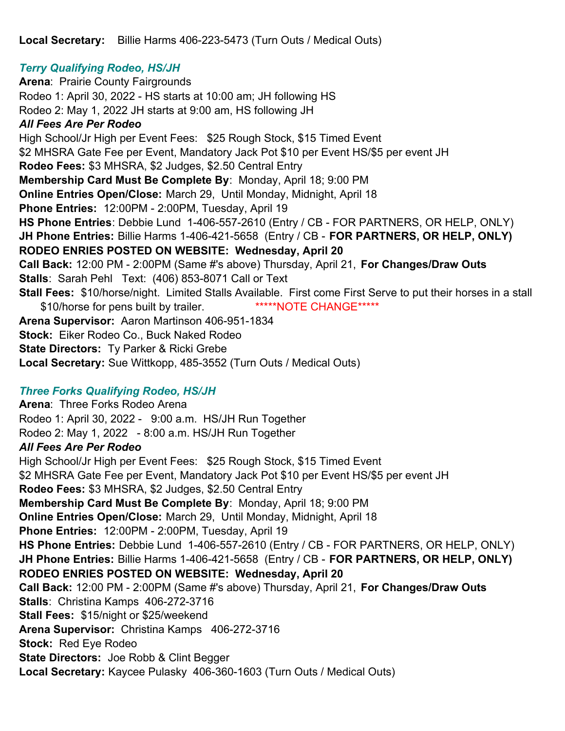**Local Secretary:** Billie Harms 406-223-5473 (Turn Outs / Medical Outs)

### *Terry Qualifying Rodeo, HS/JH*

**Arena**: Prairie County Fairgrounds
Rodeo 1: April 30, 2022 - HS starts at 10:00 am; JH following HS
Rodeo 2: May 1, 2022 JH starts at 9:00 am, HS following JH
***All Fees Are Per Rodeo***
High School/Jr High per Event Fees: $25 Rough Stock, $15 Timed Event
$2 MHSRA Gate Fee per Event, Mandatory Jack Pot $10 per Event HS/$5 per event JH
**Rodeo Fees:** $3 MHSRA, $2 Judges, $2.50 Central Entry
**Membership Card Must Be Complete By**: Monday, April 18; 9:00 PM
**Online Entries Open/Close:** March 29, Until Monday, Midnight, April 18
**Phone Entries:** 12:00PM - 2:00PM, Tuesday, April 19
**HS Phone Entries**: Debbie Lund 1-406-557-2610 (Entry / CB - FOR PARTNERS, OR HELP, ONLY)
**JH Phone Entries:** Billie Harms 1-406-421-5658 (Entry / CB - **FOR PARTNERS, OR HELP, ONLY)**
**RODEO ENRIES POSTED ON WEBSITE: Wednesday, April 20**
**Call Back:** 12:00 PM - 2:00PM (Same #'s above) Thursday, April 21, **For Changes/Draw Outs**
**Stalls**: Sarah Pehl Text: (406) 853-8071 Call or Text
**Stall Fees:** $10/horse/night. Limited Stalls Available. First come First Serve to put their horses in a stall
$10/horse for pens built by trailer. *****NOTE CHANGE*****
**Arena Supervisor:** Aaron Martinson 406-951-1834
**Stock:** Eiker Rodeo Co., Buck Naked Rodeo
**State Directors:** Ty Parker & Ricki Grebe
**Local Secretary:** Sue Wittkopp, 485-3552 (Turn Outs / Medical Outs)

### *Three Forks Qualifying Rodeo, HS/JH*

**Arena**: Three Forks Rodeo Arena
Rodeo 1: April 30, 2022 - 9:00 a.m. HS/JH Run Together
Rodeo 2: May 1, 2022 - 8:00 a.m. HS/JH Run Together
***All Fees Are Per Rodeo***
High School/Jr High per Event Fees: $25 Rough Stock, $15 Timed Event
$2 MHSRA Gate Fee per Event, Mandatory Jack Pot $10 per Event HS/$5 per event JH
**Rodeo Fees:** $3 MHSRA, $2 Judges, $2.50 Central Entry
**Membership Card Must Be Complete By**: Monday, April 18; 9:00 PM
**Online Entries Open/Close:** March 29, Until Monday, Midnight, April 18
**Phone Entries:** 12:00PM - 2:00PM, Tuesday, April 19
**HS Phone Entries:** Debbie Lund 1-406-557-2610 (Entry / CB - FOR PARTNERS, OR HELP, ONLY)
**JH Phone Entries:** Billie Harms 1-406-421-5658 (Entry / CB - **FOR PARTNERS, OR HELP, ONLY)**
**RODEO ENRIES POSTED ON WEBSITE: Wednesday, April 20**
**Call Back:** 12:00 PM - 2:00PM (Same #'s above) Thursday, April 21, **For Changes/Draw Outs**
**Stalls**: Christina Kamps 406-272-3716
**Stall Fees:** $15/night or $25/weekend
**Arena Supervisor:** Christina Kamps 406-272-3716
**Stock:** Red Eye Rodeo
**State Directors:** Joe Robb & Clint Begger
**Local Secretary:** Kaycee Pulasky 406-360-1603 (Turn Outs / Medical Outs)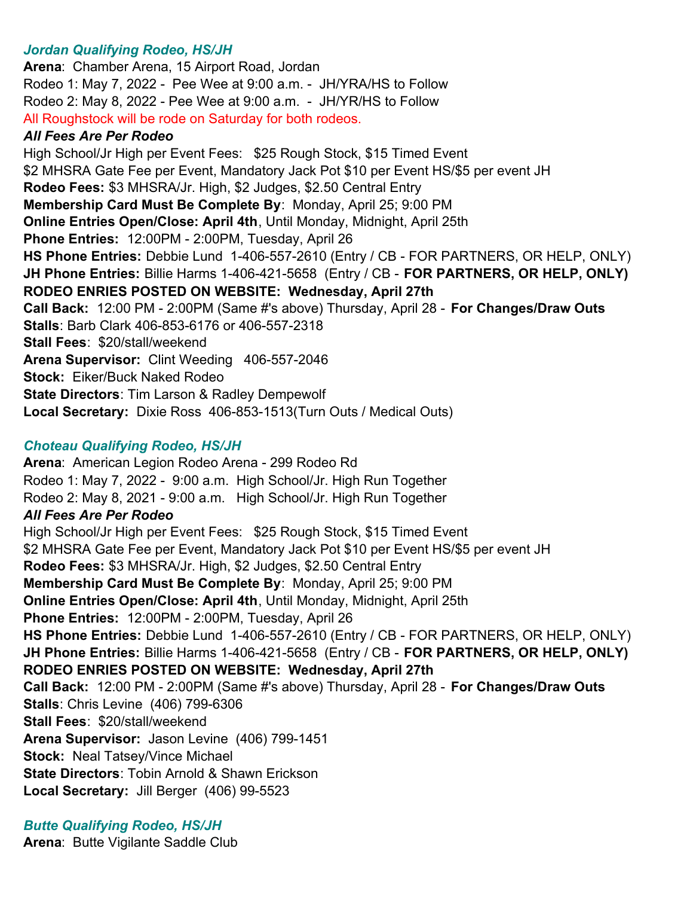### *Jordan Qualifying Rodeo, HS/JH*

**Arena**: Chamber Arena, 15 Airport Road, Jordan
Rodeo 1: May 7, 2022 - Pee Wee at 9:00 a.m. - JH/YRA/HS to Follow
Rodeo 2: May 8, 2022 - Pee Wee at 9:00 a.m. - JH/YR/HS to Follow
All Roughstock will be rode on Saturday for both rodeos.

***All Fees Are Per Rodeo***

High School/Jr High per Event Fees: $25 Rough Stock, $15 Timed Event
$2 MHSRA Gate Fee per Event, Mandatory Jack Pot $10 per Event HS/$5 per event JH
**Rodeo Fees:** $3 MHSRA/Jr. High, $2 Judges, $2.50 Central Entry
**Membership Card Must Be Complete By**: Monday, April 25; 9:00 PM
**Online Entries Open/Close: April 4th**, Until Monday, Midnight, April 25th
**Phone Entries:** 12:00PM - 2:00PM, Tuesday, April 26
**HS Phone Entries:** Debbie Lund 1-406-557-2610 (Entry / CB - FOR PARTNERS, OR HELP, ONLY)
**JH Phone Entries:** Billie Harms 1-406-421-5658 (Entry / CB - **FOR PARTNERS, OR HELP, ONLY)**
**RODEO ENRIES POSTED ON WEBSITE: Wednesday, April 27th**
**Call Back:** 12:00 PM - 2:00PM (Same #'s above) Thursday, April 28 - **For Changes/Draw Outs**
**Stalls**: Barb Clark 406-853-6176 or 406-557-2318
**Stall Fees**: $20/stall/weekend
**Arena Supervisor:** Clint Weeding 406-557-2046
**Stock:** Eiker/Buck Naked Rodeo
**State Directors**: Tim Larson & Radley Dempewolf
**Local Secretary:** Dixie Ross 406-853-1513(Turn Outs / Medical Outs)

### *Choteau Qualifying Rodeo, HS/JH*

**Arena**: American Legion Rodeo Arena - 299 Rodeo Rd
Rodeo 1: May 7, 2022 - 9:00 a.m. High School/Jr. High Run Together
Rodeo 2: May 8, 2021 - 9:00 a.m. High School/Jr. High Run Together

***All Fees Are Per Rodeo***

High School/Jr High per Event Fees: $25 Rough Stock, $15 Timed Event
$2 MHSRA Gate Fee per Event, Mandatory Jack Pot $10 per Event HS/$5 per event JH
**Rodeo Fees:** $3 MHSRA/Jr. High, $2 Judges, $2.50 Central Entry
**Membership Card Must Be Complete By**: Monday, April 25; 9:00 PM
**Online Entries Open/Close: April 4th**, Until Monday, Midnight, April 25th
**Phone Entries:** 12:00PM - 2:00PM, Tuesday, April 26
**HS Phone Entries:** Debbie Lund 1-406-557-2610 (Entry / CB - FOR PARTNERS, OR HELP, ONLY)
**JH Phone Entries:** Billie Harms 1-406-421-5658 (Entry / CB - **FOR PARTNERS, OR HELP, ONLY)**
**RODEO ENRIES POSTED ON WEBSITE: Wednesday, April 27th**
**Call Back:** 12:00 PM - 2:00PM (Same #'s above) Thursday, April 28 - **For Changes/Draw Outs**
**Stalls**: Chris Levine (406) 799-6306
**Stall Fees**: $20/stall/weekend
**Arena Supervisor:** Jason Levine (406) 799-1451
**Stock:** Neal Tatsey/Vince Michael
**State Directors**: Tobin Arnold & Shawn Erickson
**Local Secretary:** Jill Berger (406) 99-5523

### *Butte Qualifying Rodeo, HS/JH*

**Arena**: Butte Vigilante Saddle Club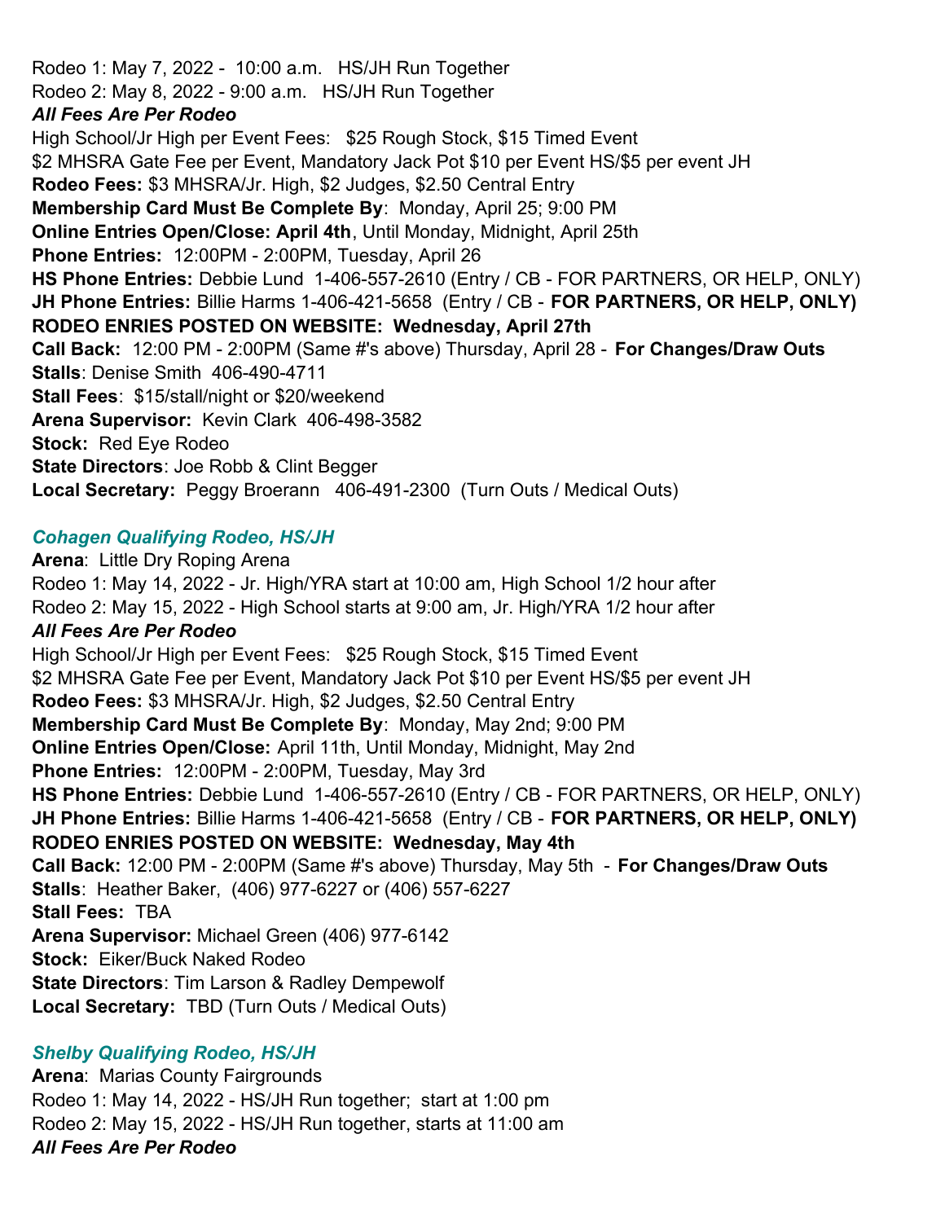Rodeo 1: May 7, 2022 - 10:00 a.m. HS/JH Run Together
Rodeo 2: May 8, 2022 - 9:00 a.m. HS/JH Run Together

***All Fees Are Per Rodeo***

High School/Jr High per Event Fees: $25 Rough Stock, $15 Timed Event
$2 MHSRA Gate Fee per Event, Mandatory Jack Pot $10 per Event HS/$5 per event JH
**Rodeo Fees:** $3 MHSRA/Jr. High, $2 Judges, $2.50 Central Entry
**Membership Card Must Be Complete By**: Monday, April 25; 9:00 PM
**Online Entries Open/Close: April 4th**, Until Monday, Midnight, April 25th
**Phone Entries:** 12:00PM - 2:00PM, Tuesday, April 26
**HS Phone Entries:** Debbie Lund 1-406-557-2610 (Entry / CB - FOR PARTNERS, OR HELP, ONLY)
**JH Phone Entries:** Billie Harms 1-406-421-5658 (Entry / CB - **FOR PARTNERS, OR HELP, ONLY)**
**RODEO ENRIES POSTED ON WEBSITE: Wednesday, April 27th**
**Call Back:** 12:00 PM - 2:00PM (Same #'s above) Thursday, April 28 - **For Changes/Draw Outs**
**Stalls**: Denise Smith 406-490-4711
**Stall Fees**: $15/stall/night or $20/weekend
**Arena Supervisor:** Kevin Clark 406-498-3582
**Stock:** Red Eye Rodeo
**State Directors**: Joe Robb & Clint Begger
**Local Secretary:** Peggy Broerann 406-491-2300 (Turn Outs / Medical Outs)

### *Cohagen Qualifying Rodeo, HS/JH*

**Arena**: Little Dry Roping Arena
Rodeo 1: May 14, 2022 - Jr. High/YRA start at 10:00 am, High School 1/2 hour after
Rodeo 2: May 15, 2022 - High School starts at 9:00 am, Jr. High/YRA 1/2 hour after

***All Fees Are Per Rodeo***

High School/Jr High per Event Fees: $25 Rough Stock, $15 Timed Event
$2 MHSRA Gate Fee per Event, Mandatory Jack Pot $10 per Event HS/$5 per event JH
**Rodeo Fees:** $3 MHSRA/Jr. High, $2 Judges, $2.50 Central Entry
**Membership Card Must Be Complete By**: Monday, May 2nd; 9:00 PM
**Online Entries Open/Close:** April 11th, Until Monday, Midnight, May 2nd
**Phone Entries:** 12:00PM - 2:00PM, Tuesday, May 3rd
**HS Phone Entries:** Debbie Lund 1-406-557-2610 (Entry / CB - FOR PARTNERS, OR HELP, ONLY)
**JH Phone Entries:** Billie Harms 1-406-421-5658 (Entry / CB - **FOR PARTNERS, OR HELP, ONLY)**
**RODEO ENRIES POSTED ON WEBSITE: Wednesday, May 4th**
**Call Back:** 12:00 PM - 2:00PM (Same #'s above) Thursday, May 5th - **For Changes/Draw Outs**
**Stalls**: Heather Baker, (406) 977-6227 or (406) 557-6227
**Stall Fees:** TBA
**Arena Supervisor:** Michael Green (406) 977-6142
**Stock:** Eiker/Buck Naked Rodeo
**State Directors**: Tim Larson & Radley Dempewolf
**Local Secretary:** TBD (Turn Outs / Medical Outs)

### *Shelby Qualifying Rodeo, HS/JH*

**Arena**: Marias County Fairgrounds
Rodeo 1: May 14, 2022 - HS/JH Run together; start at 1:00 pm
Rodeo 2: May 15, 2022 - HS/JH Run together, starts at 11:00 am

***All Fees Are Per Rodeo***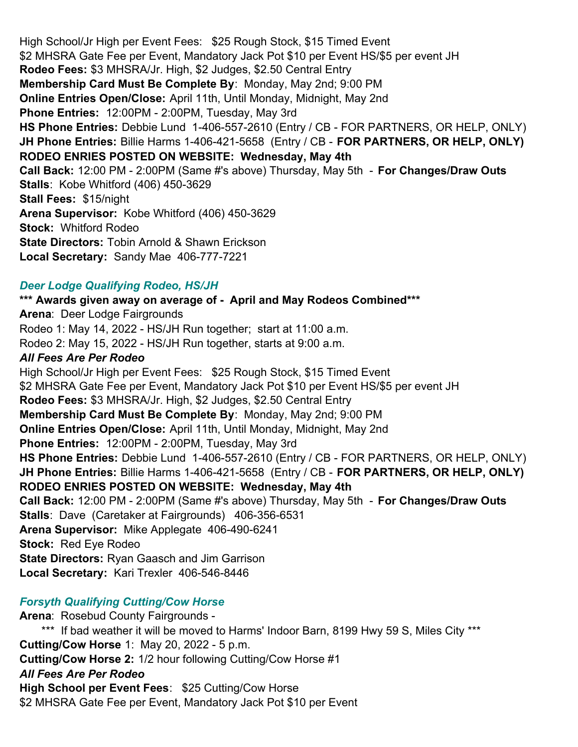High School/Jr High per Event Fees:  $25 Rough Stock, $15 Timed Event
$2 MHSRA Gate Fee per Event, Mandatory Jack Pot $10 per Event HS/$5 per event JH
**Rodeo Fees:** $3 MHSRA/Jr. High, $2 Judges, $2.50 Central Entry
**Membership Card Must Be Complete By**: Monday, May 2nd; 9:00 PM
**Online Entries Open/Close:** April 11th, Until Monday, Midnight, May 2nd
**Phone Entries:** 12:00PM - 2:00PM, Tuesday, May 3rd
**HS Phone Entries:** Debbie Lund 1-406-557-2610 (Entry / CB - FOR PARTNERS, OR HELP, ONLY)
**JH Phone Entries:** Billie Harms 1-406-421-5658 (Entry / CB - **FOR PARTNERS, OR HELP, ONLY)**
**RODEO ENRIES POSTED ON WEBSITE: Wednesday, May 4th**
**Call Back:** 12:00 PM - 2:00PM (Same #'s above) Thursday, May 5th - **For Changes/Draw Outs**
**Stalls**: Kobe Whitford (406) 450-3629
**Stall Fees:** $15/night
**Arena Supervisor:** Kobe Whitford (406) 450-3629
**Stock:** Whitford Rodeo
**State Directors:** Tobin Arnold & Shawn Erickson
**Local Secretary:** Sandy Mae 406-777-7221

### *Deer Lodge Qualifying Rodeo, HS/JH*

**\*\*\* Awards given away on average of - April and May Rodeos Combined\*\*\***
**Arena**: Deer Lodge Fairgrounds
Rodeo 1: May 14, 2022 - HS/JH Run together; start at 11:00 a.m.
Rodeo 2: May 15, 2022 - HS/JH Run together, starts at 9:00 a.m.
***All Fees Are Per Rodeo***
High School/Jr High per Event Fees:  $25 Rough Stock, $15 Timed Event
$2 MHSRA Gate Fee per Event, Mandatory Jack Pot $10 per Event HS/$5 per event JH
**Rodeo Fees:** $3 MHSRA/Jr. High, $2 Judges, $2.50 Central Entry
**Membership Card Must Be Complete By**: Monday, May 2nd; 9:00 PM
**Online Entries Open/Close:** April 11th, Until Monday, Midnight, May 2nd
**Phone Entries:** 12:00PM - 2:00PM, Tuesday, May 3rd
**HS Phone Entries:** Debbie Lund 1-406-557-2610 (Entry / CB - FOR PARTNERS, OR HELP, ONLY)
**JH Phone Entries:** Billie Harms 1-406-421-5658 (Entry / CB - **FOR PARTNERS, OR HELP, ONLY)**
**RODEO ENRIES POSTED ON WEBSITE: Wednesday, May 4th**
**Call Back:** 12:00 PM - 2:00PM (Same #'s above) Thursday, May 5th - **For Changes/Draw Outs**
**Stalls**: Dave (Caretaker at Fairgrounds) 406-356-6531
**Arena Supervisor:** Mike Applegate 406-490-6241
**Stock:** Red Eye Rodeo
**State Directors:** Ryan Gaasch and Jim Garrison
**Local Secretary:** Kari Trexler 406-546-8446

### *Forsyth Qualifying Cutting/Cow Horse*

**Arena**: Rosebud County Fairgrounds -
\*\*\* If bad weather it will be moved to Harms' Indoor Barn, 8199 Hwy 59 S, Miles City \*\*\*
**Cutting/Cow Horse** 1: May 20, 2022 - 5 p.m.
**Cutting/Cow Horse 2:** 1/2 hour following Cutting/Cow Horse #1
***All Fees Are Per Rodeo***
**High School per Event Fees**: $25 Cutting/Cow Horse
$2 MHSRA Gate Fee per Event, Mandatory Jack Pot $10 per Event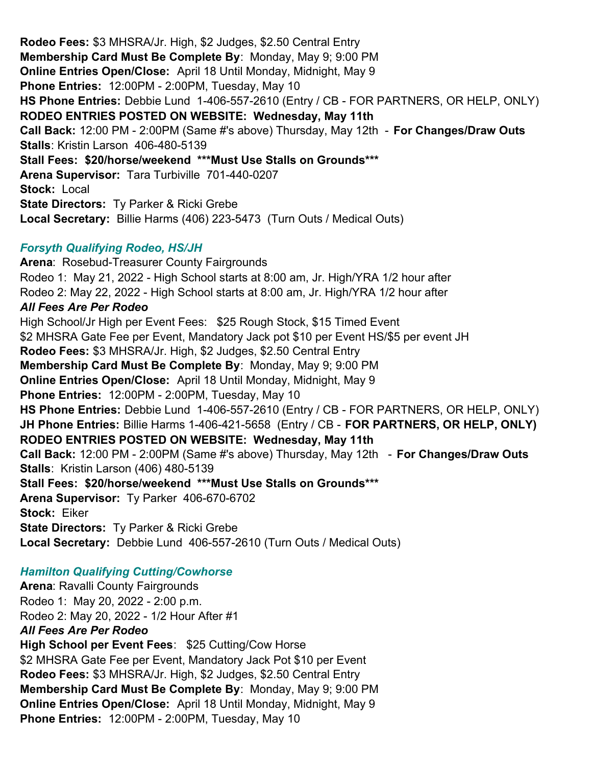**Rodeo Fees:** $3 MHSRA/Jr. High, $2 Judges, $2.50 Central Entry
**Membership Card Must Be Complete By**: Monday, May 9; 9:00 PM
**Online Entries Open/Close:** April 18 Until Monday, Midnight, May 9
**Phone Entries:** 12:00PM - 2:00PM, Tuesday, May 10
**HS Phone Entries:** Debbie Lund 1-406-557-2610 (Entry / CB - FOR PARTNERS, OR HELP, ONLY)
**RODEO ENTRIES POSTED ON WEBSITE: Wednesday, May 11th**
**Call Back:** 12:00 PM - 2:00PM (Same #'s above) Thursday, May 12th - **For Changes/Draw Outs**
**Stalls**: Kristin Larson 406-480-5139
**Stall Fees: $20/horse/weekend ***Must Use Stalls on Grounds*****
**Arena Supervisor:** Tara Turbiville 701-440-0207
**Stock:** Local
**State Directors:** Ty Parker & Ricki Grebe
**Local Secretary:** Billie Harms (406) 223-5473 (Turn Outs / Medical Outs)

### *Forsyth Qualifying Rodeo, HS/JH*

**Arena**: Rosebud-Treasurer County Fairgrounds
Rodeo 1: May 21, 2022 - High School starts at 8:00 am, Jr. High/YRA 1/2 hour after
Rodeo 2: May 22, 2022 - High School starts at 8:00 am, Jr. High/YRA 1/2 hour after
***All Fees Are Per Rodeo***
High School/Jr High per Event Fees: $25 Rough Stock, $15 Timed Event
$2 MHSRA Gate Fee per Event, Mandatory Jack pot $10 per Event HS/$5 per event JH
**Rodeo Fees:** $3 MHSRA/Jr. High, $2 Judges, $2.50 Central Entry
**Membership Card Must Be Complete By**: Monday, May 9; 9:00 PM
**Online Entries Open/Close:** April 18 Until Monday, Midnight, May 9
**Phone Entries:** 12:00PM - 2:00PM, Tuesday, May 10
**HS Phone Entries:** Debbie Lund 1-406-557-2610 (Entry / CB - FOR PARTNERS, OR HELP, ONLY)
**JH Phone Entries:** Billie Harms 1-406-421-5658 (Entry / CB - **FOR PARTNERS, OR HELP, ONLY)**
**RODEO ENTRIES POSTED ON WEBSITE: Wednesday, May 11th**
**Call Back:** 12:00 PM - 2:00PM (Same #'s above) Thursday, May 12th - **For Changes/Draw Outs**
**Stalls**: Kristin Larson (406) 480-5139
**Stall Fees: $20/horse/weekend ***Must Use Stalls on Grounds*****
**Arena Supervisor:** Ty Parker 406-670-6702
**Stock:** Eiker
**State Directors:** Ty Parker & Ricki Grebe
**Local Secretary:** Debbie Lund 406-557-2610 (Turn Outs / Medical Outs)

### *Hamilton Qualifying Cutting/Cowhorse*

**Arena**: Ravalli County Fairgrounds
Rodeo 1: May 20, 2022 - 2:00 p.m.
Rodeo 2: May 20, 2022 - 1/2 Hour After #1
***All Fees Are Per Rodeo***
**High School per Event Fees**: $25 Cutting/Cow Horse
$2 MHSRA Gate Fee per Event, Mandatory Jack Pot $10 per Event
**Rodeo Fees:** $3 MHSRA/Jr. High, $2 Judges, $2.50 Central Entry
**Membership Card Must Be Complete By**: Monday, May 9; 9:00 PM
**Online Entries Open/Close:** April 18 Until Monday, Midnight, May 9
**Phone Entries:** 12:00PM - 2:00PM, Tuesday, May 10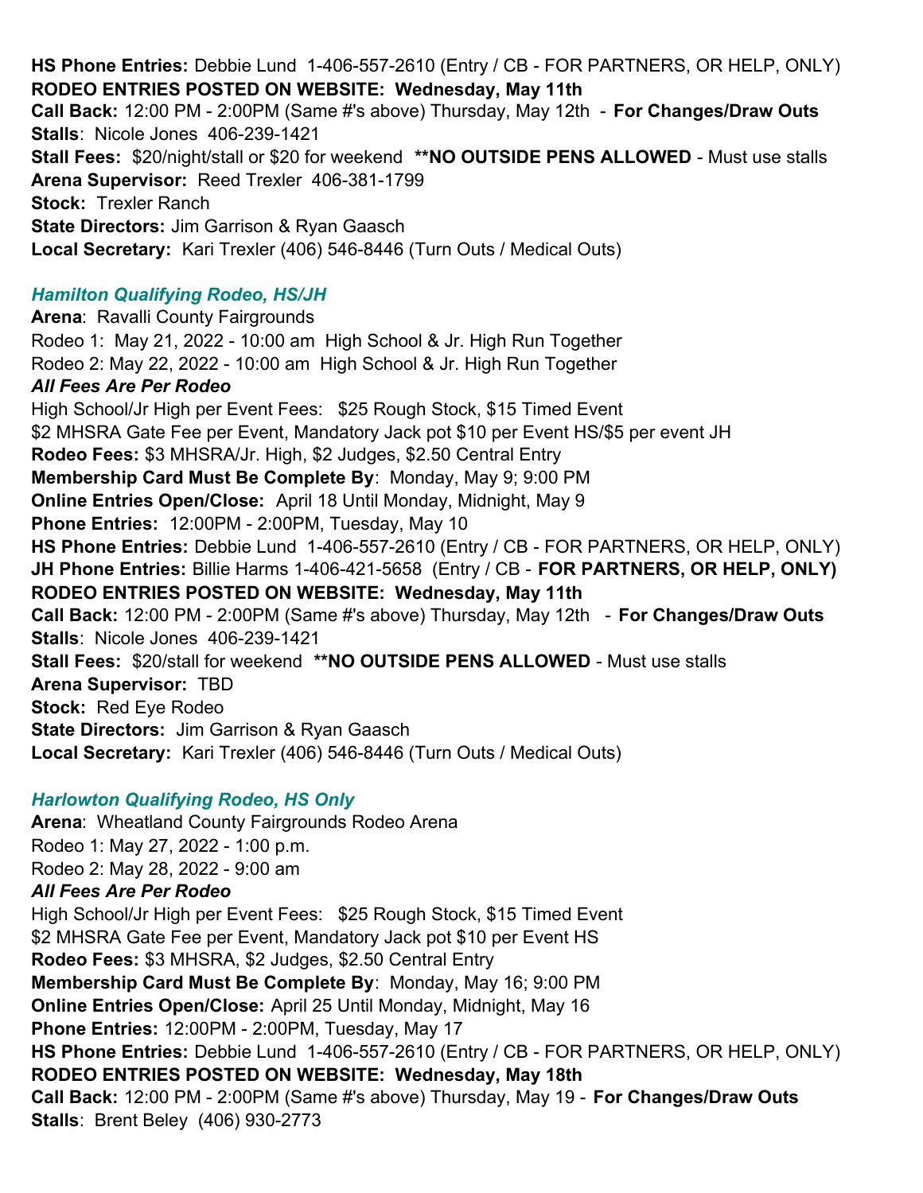**HS Phone Entries:** Debbie Lund 1-406-557-2610 (Entry / CB - FOR PARTNERS, OR HELP, ONLY)
**RODEO ENTRIES POSTED ON WEBSITE: Wednesday, May 11th**
**Call Back:** 12:00 PM - 2:00PM (Same #'s above) Thursday, May 12th - **For Changes/Draw Outs**
**Stalls**: Nicole Jones 406-239-1421
**Stall Fees:** $20/night/stall or $20 for weekend **NO OUTSIDE PENS ALLOWED** - Must use stalls
**Arena Supervisor:** Reed Trexler 406-381-1799
**Stock:** Trexler Ranch
**State Directors:** Jim Garrison & Ryan Gaasch
**Local Secretary:** Kari Trexler (406) 546-8446 (Turn Outs / Medical Outs)

### *Hamilton Qualifying Rodeo, HS/JH*

**Arena**: Ravalli County Fairgrounds
Rodeo 1: May 21, 2022 - 10:00 am High School & Jr. High Run Together
Rodeo 2: May 22, 2022 - 10:00 am High School & Jr. High Run Together
***All Fees Are Per Rodeo***
High School/Jr High per Event Fees: $25 Rough Stock, $15 Timed Event
$2 MHSRA Gate Fee per Event, Mandatory Jack pot $10 per Event HS/$5 per event JH
**Rodeo Fees:** $3 MHSRA/Jr. High, $2 Judges, $2.50 Central Entry
**Membership Card Must Be Complete By**: Monday, May 9; 9:00 PM
**Online Entries Open/Close:** April 18 Until Monday, Midnight, May 9
**Phone Entries:** 12:00PM - 2:00PM, Tuesday, May 10
**HS Phone Entries:** Debbie Lund 1-406-557-2610 (Entry / CB - FOR PARTNERS, OR HELP, ONLY)
**JH Phone Entries:** Billie Harms 1-406-421-5658 (Entry / CB - **FOR PARTNERS, OR HELP, ONLY)**
**RODEO ENTRIES POSTED ON WEBSITE: Wednesday, May 11th**
**Call Back:** 12:00 PM - 2:00PM (Same #'s above) Thursday, May 12th - **For Changes/Draw Outs**
**Stalls**: Nicole Jones 406-239-1421
**Stall Fees:** $20/stall for weekend **NO OUTSIDE PENS ALLOWED** - Must use stalls
**Arena Supervisor:** TBD
**Stock:** Red Eye Rodeo
**State Directors:** Jim Garrison & Ryan Gaasch
**Local Secretary:** Kari Trexler (406) 546-8446 (Turn Outs / Medical Outs)

### *Harlowton Qualifying Rodeo, HS Only*

**Arena**: Wheatland County Fairgrounds Rodeo Arena
Rodeo 1: May 27, 2022 - 1:00 p.m.
Rodeo 2: May 28, 2022 - 9:00 am
***All Fees Are Per Rodeo***
High School/Jr High per Event Fees: $25 Rough Stock, $15 Timed Event
$2 MHSRA Gate Fee per Event, Mandatory Jack pot $10 per Event HS
**Rodeo Fees:** $3 MHSRA, $2 Judges, $2.50 Central Entry
**Membership Card Must Be Complete By**: Monday, May 16; 9:00 PM
**Online Entries Open/Close:** April 25 Until Monday, Midnight, May 16
**Phone Entries:** 12:00PM - 2:00PM, Tuesday, May 17
**HS Phone Entries:** Debbie Lund 1-406-557-2610 (Entry / CB - FOR PARTNERS, OR HELP, ONLY)
**RODEO ENTRIES POSTED ON WEBSITE: Wednesday, May 18th**
**Call Back:** 12:00 PM - 2:00PM (Same #'s above) Thursday, May 19 - **For Changes/Draw Outs**
**Stalls**: Brent Beley (406) 930-2773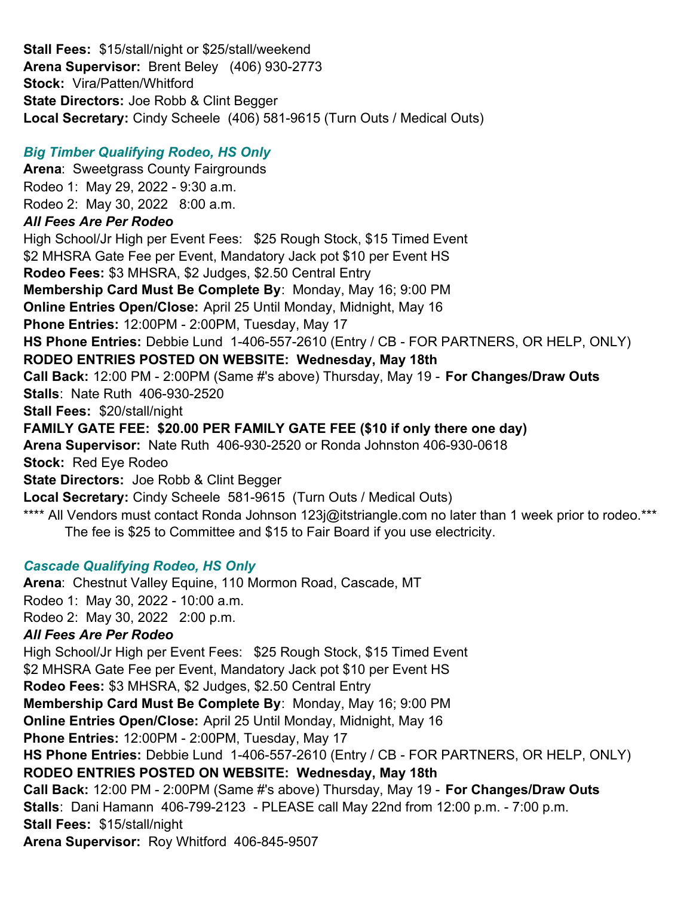**Stall Fees:** $15/stall/night or $25/stall/weekend
**Arena Supervisor:** Brent Beley (406) 930-2773
**Stock:** Vira/Patten/Whitford
**State Directors:** Joe Robb & Clint Begger
**Local Secretary:** Cindy Scheele (406) 581-9615 (Turn Outs / Medical Outs)

### *Big Timber Qualifying Rodeo, HS Only*

**Arena**: Sweetgrass County Fairgrounds
Rodeo 1: May 29, 2022 - 9:30 a.m.
Rodeo 2: May 30, 2022 8:00 a.m.

***All Fees Are Per Rodeo***

High School/Jr High per Event Fees: $25 Rough Stock, $15 Timed Event
$2 MHSRA Gate Fee per Event, Mandatory Jack pot $10 per Event HS
**Rodeo Fees:** $3 MHSRA, $2 Judges, $2.50 Central Entry
**Membership Card Must Be Complete By**: Monday, May 16; 9:00 PM
**Online Entries Open/Close:** April 25 Until Monday, Midnight, May 16
**Phone Entries:** 12:00PM - 2:00PM, Tuesday, May 17
**HS Phone Entries:** Debbie Lund 1-406-557-2610 (Entry / CB - FOR PARTNERS, OR HELP, ONLY)
**RODEO ENTRIES POSTED ON WEBSITE: Wednesday, May 18th**
**Call Back:** 12:00 PM - 2:00PM (Same #'s above) Thursday, May 19 - **For Changes/Draw Outs**
**Stalls**: Nate Ruth 406-930-2520
**Stall Fees:** $20/stall/night
**FAMILY GATE FEE: $20.00 PER FAMILY GATE FEE ($10 if only there one day)**
**Arena Supervisor:** Nate Ruth 406-930-2520 or Ronda Johnston 406-930-0618
**Stock:** Red Eye Rodeo
**State Directors:** Joe Robb & Clint Begger
**Local Secretary:** Cindy Scheele 581-9615 (Turn Outs / Medical Outs)
**** All Vendors must contact Ronda Johnson 123j@itstriangle.com no later than 1 week prior to rodeo.***
The fee is $25 to Committee and $15 to Fair Board if you use electricity.

### *Cascade Qualifying Rodeo, HS Only*

**Arena**: Chestnut Valley Equine, 110 Mormon Road, Cascade, MT
Rodeo 1: May 30, 2022 - 10:00 a.m.
Rodeo 2: May 30, 2022 2:00 p.m.

***All Fees Are Per Rodeo***

High School/Jr High per Event Fees: $25 Rough Stock, $15 Timed Event
$2 MHSRA Gate Fee per Event, Mandatory Jack pot $10 per Event HS
**Rodeo Fees:** $3 MHSRA, $2 Judges, $2.50 Central Entry
**Membership Card Must Be Complete By**: Monday, May 16; 9:00 PM
**Online Entries Open/Close:** April 25 Until Monday, Midnight, May 16
**Phone Entries:** 12:00PM - 2:00PM, Tuesday, May 17
**HS Phone Entries:** Debbie Lund 1-406-557-2610 (Entry / CB - FOR PARTNERS, OR HELP, ONLY)
**RODEO ENTRIES POSTED ON WEBSITE: Wednesday, May 18th**
**Call Back:** 12:00 PM - 2:00PM (Same #'s above) Thursday, May 19 - **For Changes/Draw Outs**
**Stalls**: Dani Hamann 406-799-2123 - PLEASE call May 22nd from 12:00 p.m. - 7:00 p.m.
**Stall Fees:** $15/stall/night
**Arena Supervisor:** Roy Whitford 406-845-9507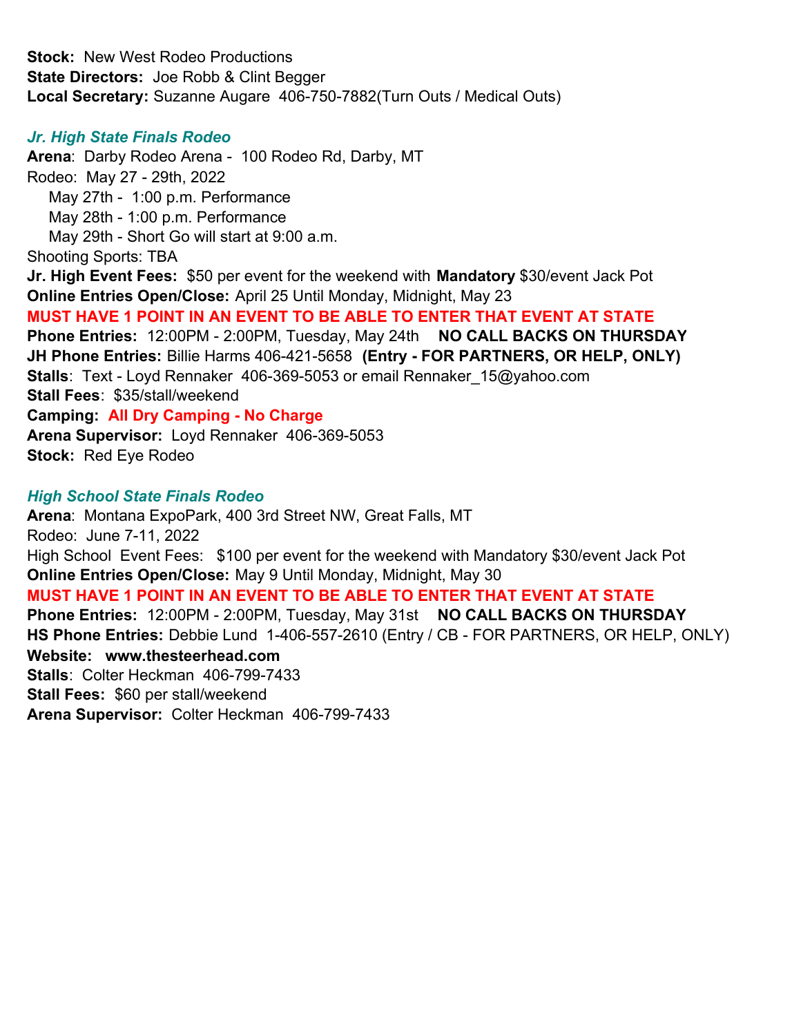**Stock:** New West Rodeo Productions
**State Directors:** Joe Robb & Clint Begger
**Local Secretary:** Suzanne Augare 406-750-7882(Turn Outs / Medical Outs)

### *Jr. High State Finals Rodeo*

**Arena**: Darby Rodeo Arena - 100 Rodeo Rd, Darby, MT
Rodeo: May 27 - 29th, 2022
  May 27th - 1:00 p.m. Performance
  May 28th - 1:00 p.m. Performance
  May 29th - Short Go will start at 9:00 a.m.
Shooting Sports: TBA
**Jr. High Event Fees:** $50 per event for the weekend with **Mandatory** $30/event Jack Pot
**Online Entries Open/Close:** April 25 Until Monday, Midnight, May 23
**MUST HAVE 1 POINT IN AN EVENT TO BE ABLE TO ENTER THAT EVENT AT STATE**
**Phone Entries:** 12:00PM - 2:00PM, Tuesday, May 24th **NO CALL BACKS ON THURSDAY**
**JH Phone Entries:** Billie Harms 406-421-5658 **(Entry - FOR PARTNERS, OR HELP, ONLY)**
**Stalls**: Text - Loyd Rennaker 406-369-5053 or email Rennaker_15@yahoo.com
**Stall Fees**: $35/stall/weekend
**Camping: All Dry Camping - No Charge**
**Arena Supervisor:** Loyd Rennaker 406-369-5053
**Stock:** Red Eye Rodeo

### *High School State Finals Rodeo*

**Arena**: Montana ExpoPark, 400 3rd Street NW, Great Falls, MT
Rodeo: June 7-11, 2022
High School Event Fees: $100 per event for the weekend with Mandatory $30/event Jack Pot
**Online Entries Open/Close:** May 9 Until Monday, Midnight, May 30
**MUST HAVE 1 POINT IN AN EVENT TO BE ABLE TO ENTER THAT EVENT AT STATE**
**Phone Entries:** 12:00PM - 2:00PM, Tuesday, May 31st **NO CALL BACKS ON THURSDAY**
**HS Phone Entries:** Debbie Lund 1-406-557-2610 (Entry / CB - FOR PARTNERS, OR HELP, ONLY)
**Website: www.thesteerhead.com**
**Stalls**: Colter Heckman 406-799-7433
**Stall Fees:** $60 per stall/weekend
**Arena Supervisor:** Colter Heckman 406-799-7433